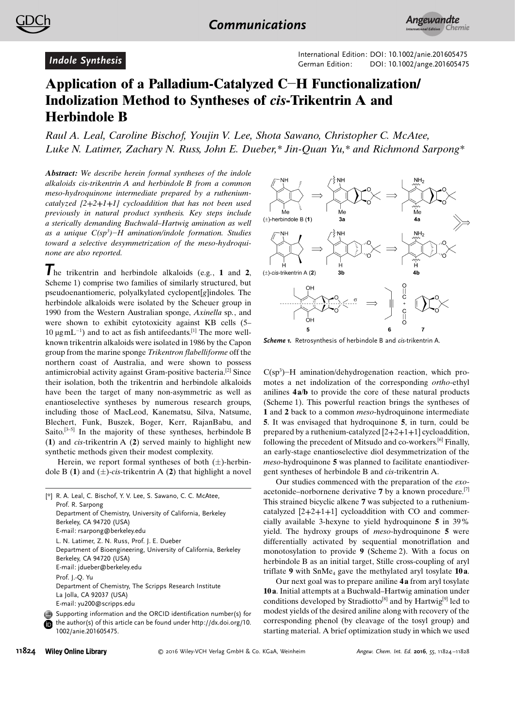*Indole Synthesis*

International Edition: DOI: 10.1002/anie.201605475
German Edition: DOI: 10.1002/ange.201605475

# Application of a Palladium-Catalyzed C–H Functionalization/ Indolization Method to Syntheses of *cis*-Trikentrin A and Herbindole B

*Raul A. Leal, Caroline Bischof, Youjin V. Lee, Shota Sawano, Christopher C. McAtee, Luke N. Latimer, Zachary N. Russ, John E. Dueber,* Jin-Quan Yu,* and Richmond Sarpong**

***Abstract:*** *We describe herein formal syntheses of the indole alkaloids cis-trikentrin A and herbindole B from a common meso-hydroquinone intermediate prepared by a ruthenium-catalyzed [2+2+1+1] cycloaddition that has not been used previously in natural product synthesis. Key steps include a sterically demanding Buchwald–Hartwig amination as well as a unique C(sp³)–H amination/indole formation. Studies toward a selective desymmetrization of the meso-hydroquinone are also reported.*

The trikentrin and herbindole alkaloids (e.g., **1** and **2**, Scheme 1) comprise two families of similarly structured, but pseudoenantiomeric, polyalkylated cyclopent[*g*]indoles. The herbindole alkaloids were isolated by the Scheuer group in 1990 from the Western Australian sponge, *Axinella* sp., and were shown to exhibit cytotoxicity against KB cells (5–10 μg mL⁻¹) and to act as fish antifeedants.[1] The more well-known trikentrin alkaloids were isolated in 1986 by the Capon group from the marine sponge *Trikentron flabelliforme* off the northern coast of Australia, and were shown to possess antimicrobial activity against Gram-positive bacteria.[2] Since their isolation, both the trikentrin and herbindole alkaloids have been the target of many non-asymmetric as well as enantioselective syntheses by numerous research groups, including those of MacLeod, Kanematsu, Silva, Natsume, Blechert, Funk, Buszek, Boger, Kerr, RajanBabu, and Saito.[3–5] In the majority of these syntheses, herbindole B (**1**) and *cis*-trikentrin A (**2**) served mainly to highlight new synthetic methods given their modest complexity.

Herein, we report formal syntheses of both (±)-herbindole B (**1**) and (±)-*cis*-trikentrin A (**2**) that highlight a novel

[*] R. A. Leal, C. Bischof, Y. V. Lee, S. Sawano, C. C. McAtee, Prof. R. Sarpong
Department of Chemistry, University of California, Berkeley
Berkeley, CA 94720 (USA)
E-mail: rsarpong@berkeley.edu

L. N. Latimer, Z. N. Russ, Prof. J. E. Dueber
Department of Bioengineering, University of California, Berkeley
Berkeley, CA 94720 (USA)
E-mail: jdueber@berkeley.edu

Prof. J.-Q. Yu
Department of Chemistry, The Scripps Research Institute
La Jolla, CA 92037 (USA)
E-mail: yu200@scripps.edu

Supporting information and the ORCID identification number(s) for the author(s) of this article can be found under http://dx.doi.org/10.1002/anie.201605475.

**Scheme 1.** Retrosynthesis of herbindole B and *cis*-trikentrin A.

C(sp³)–H amination/dehydrogenation reaction, which promotes a net indolization of the corresponding *ortho*-ethyl anilines **4a/b** to provide the core of these natural products (Scheme 1). This powerful reaction brings the syntheses of **1** and **2** back to a common *meso*-hydroquinone intermediate **5**. It was envisaged that hydroquinone **5**, in turn, could be prepared by a ruthenium-catalyzed [2+2+1+1] cycloaddition, following the precedent of Mitsudo and co-workers.[6] Finally, an early-stage enantioselective diol desymmetrization of the *meso*-hydroquinone **5** was planned to facilitate enantiodivergent syntheses of herbindole B and *cis*-trikentrin A.

Our studies commenced with the preparation of the *exo*-acetonide–norbornene derivative **7** by a known procedure.[7] This strained bicyclic alkene **7** was subjected to a ruthenium-catalyzed [2+2+1+1] cycloaddition with CO and commercially available 3-hexyne to yield hydroquinone **5** in 39% yield. The hydroxy groups of *meso*-hydroquinone **5** were differentially activated by sequential monotriflation and monotosylation to provide **9** (Scheme 2). With a focus on herbindole B as an initial target, Stille cross-coupling of aryl triflate **9** with $SnMe_4$ gave the methylated aryl tosylate **10a**.

Our next goal was to prepare aniline **4a** from aryl tosylate **10a**. Initial attempts at a Buchwald–Hartwig amination under conditions developed by Stradiotto[8] and by Hartwig[9] led to modest yields of the desired aniline along with recovery of the corresponding phenol (by cleavage of the tosyl group) and starting material. A brief optimization study in which we used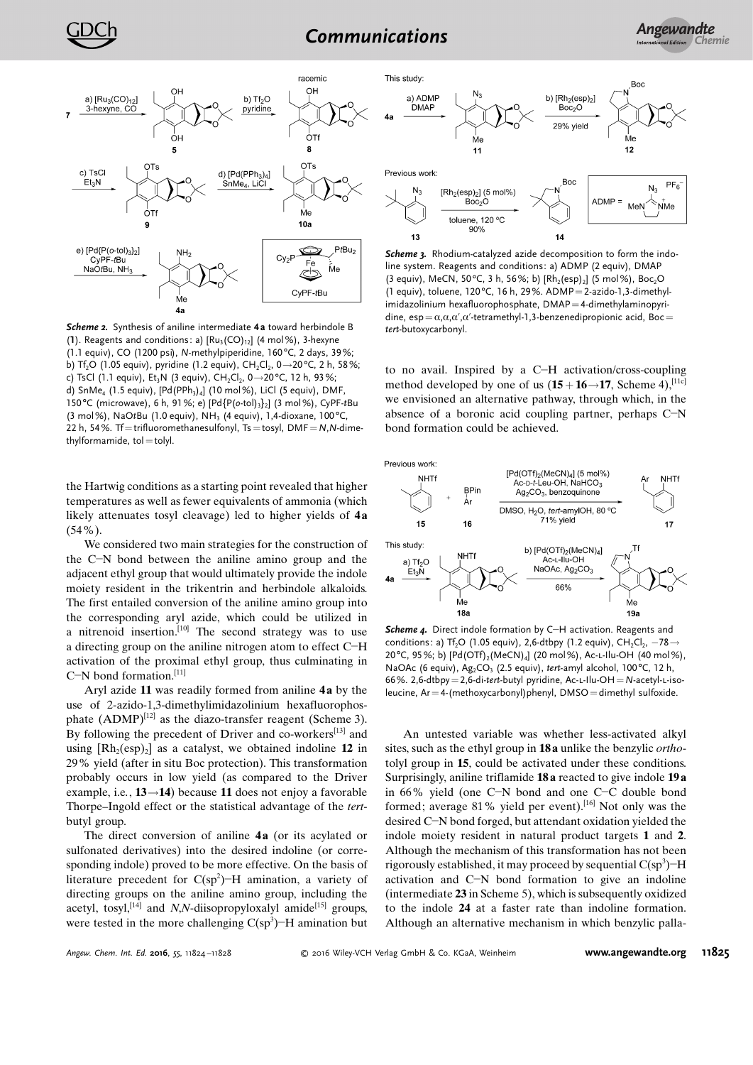**Scheme 2.** Synthesis of aniline intermediate **4a** toward herbindole B (**1**). Reagents and conditions: a) $[Ru_3(CO)_{12}]$ (4 mol%), 3-hexyne (1.1 equiv), CO (1200 psi), *N*-methylpiperidine, 160 °C, 2 days, 39%; b) $Tf_2O$ (1.05 equiv), pyridine (1.2 equiv), $CH_2Cl_2$, 0→20 °C, 2 h, 58%; c) TsCl (1.1 equiv), $Et_3N$ (3 equiv), $CH_2Cl_2$, 0→20 °C, 12 h, 93%; d) $SnMe_4$ (1.5 equiv), $[Pd(PPh_3)_4]$ (10 mol%), LiCl (5 equiv), DMF, 150 °C (microwave), 6 h, 91%; e) $[Pd\{P(o\text{-tol})_3\}_2]$ (3 mol%), CyPF-*t*Bu (3 mol%), NaO*t*Bu (1.0 equiv), $NH_3$ (4 equiv), 1,4-dioxane, 100 °C, 22 h, 54%. Tf = trifluoromethanesulfonyl, Ts = tosyl, DMF = *N*,*N*-dimethylformamide, tol = tolyl.

the Hartwig conditions as a starting point revealed that higher temperatures as well as fewer equivalents of ammonia (which likely attenuates tosyl cleavage) led to higher yields of **4a** (54%).

We considered two main strategies for the construction of the C–N bond between the aniline amino group and the adjacent ethyl group that would ultimately provide the indole moiety resident in the trikentrin and herbindole alkaloids. The first entailed conversion of the aniline amino group into the corresponding aryl azide, which could be utilized in a nitrenoid insertion.[10] The second strategy was to use a directing group on the aniline nitrogen atom to effect C–H activation of the proximal ethyl group, thus culminating in C–N bond formation.[11]

Aryl azide **11** was readily formed from aniline **4a** by the use of 2-azido-1,3-dimethylimidazolinium hexafluorophosphate (ADMP)[12] as the diazo-transfer reagent (Scheme 3). By following the precedent of Driver and co-workers[13] and using $[Rh_2(esp)_2]$ as a catalyst, we obtained indoline **12** in 29% yield (after in situ Boc protection). This transformation probably occurs in low yield (as compared to the Driver example, i.e., **13**→**14**) because **11** does not enjoy a favorable Thorpe–Ingold effect or the statistical advantage of the *tert*-butyl group.

The direct conversion of aniline **4a** (or its acylated or sulfonated derivatives) into the desired indoline (or corresponding indole) proved to be more effective. On the basis of literature precedent for $C(sp^2)$–H amination, a variety of directing groups on the aniline amino group, including the acetyl, tosyl,[14] and *N*,*N*-diisopropyloxalyl amide[15] groups, were tested in the more challenging $C(sp^3)$–H amination but

**Scheme 3.** Rhodium-catalyzed azide decomposition to form the indoline system. Reagents and conditions: a) ADMP (2 equiv), DMAP (3 equiv), MeCN, 50 °C, 3 h, 56%; b) $[Rh_2(esp)_2]$ (5 mol%), $Boc_2O$ (1 equiv), toluene, 120 °C, 16 h, 29%. ADMP = 2-azido-1,3-dimethylimidazolinium hexafluorophosphate, DMAP = 4-dimethylaminopyridine, esp = α,α,α′,α′-tetramethyl-1,3-benzenedipropionic acid, Boc = *tert*-butoxycarbonyl.

to no avail. Inspired by a C–H activation/cross-coupling method developed by one of us (**15** + **16**→**17**, Scheme 4),[11c] we envisioned an alternative pathway, through which, in the absence of a boronic acid coupling partner, perhaps C–N bond formation could be achieved.

**Scheme 4.** Direct indole formation by C–H activation. Reagents and conditions: a) $Tf_2O$ (1.05 equiv), 2,6-dtbpy (1.2 equiv), $CH_2Cl_2$, −78→20 °C, 95%; b) $[Pd(OTf)_2(MeCN)_4]$ (20 mol%), Ac-L-Ilu-OH (40 mol%), NaOAc (6 equiv), $Ag_2CO_3$ (2.5 equiv), *tert*-amyl alcohol, 100 °C, 12 h, 66%. 2,6-dtbpy = 2,6-di-*tert*-butyl pyridine, Ac-L-Ilu-OH = *N*-acetyl-L-isoleucine, Ar = 4-(methoxycarbonyl)phenyl, DMSO = dimethyl sulfoxide.

An untested variable was whether less-activated alkyl sites, such as the ethyl group in **18a** unlike the benzylic *ortho*-tolyl group in **15**, could be activated under these conditions. Surprisingly, aniline triflamide **18a** reacted to give indole **19a** in 66% yield (one C–N bond and one C–C double bond formed; average 81% yield per event).[16] Not only was the desired C–N bond forged, but attendant oxidation yielded the indole moiety resident in natural product targets **1** and **2**. Although the mechanism of this transformation has not been rigorously established, it may proceed by sequential $C(sp^3)$–H activation and C–N bond formation to give an indoline (intermediate **23** in Scheme 5), which is subsequently oxidized to the indole **24** at a faster rate than indoline formation. Although an alternative mechanism in which benzylic palla-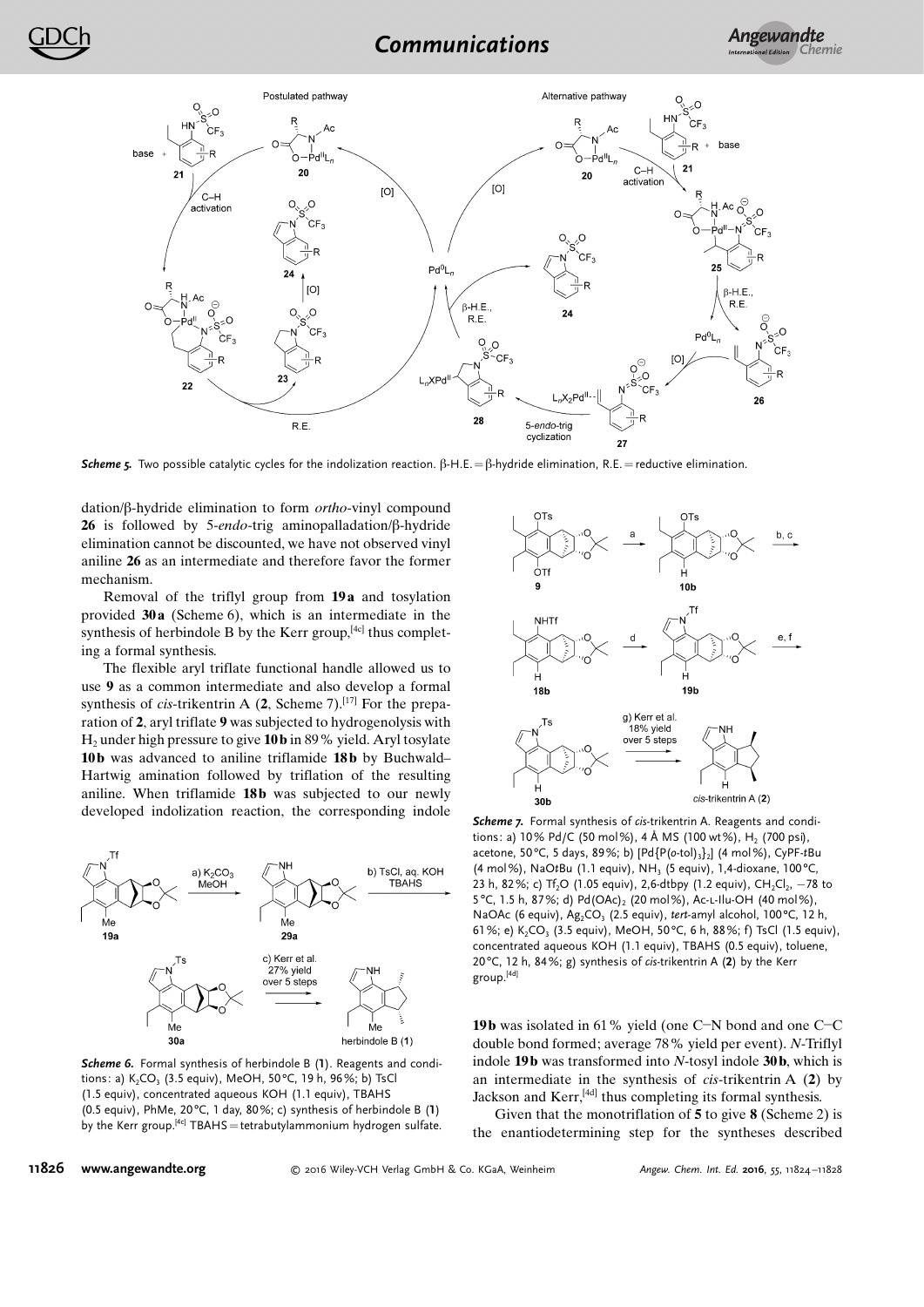**Scheme 5.** Two possible catalytic cycles for the indolization reaction. β-H.E. = β-hydride elimination, R.E. = reductive elimination.

dation/β-hydride elimination to form *ortho*-vinyl compound **26** is followed by 5-*endo*-trig aminopalladation/β-hydride elimination cannot be discounted, we have not observed vinyl aniline **26** as an intermediate and therefore favor the former mechanism.

Removal of the triflyl group from **19a** and tosylation provided **30a** (Scheme 6), which is an intermediate in the synthesis of herbindole B by the Kerr group,[4c] thus completing a formal synthesis.

**Scheme 6.** Formal synthesis of herbindole B (**1**). Reagents and conditions: a) $K_2CO_3$ (3.5 equiv), MeOH, 50 °C, 19 h, 96 %; b) TsCl (1.5 equiv), concentrated aqueous KOH (1.1 equiv), TBAHS (0.5 equiv), PhMe, 20 °C, 1 day, 80 %; c) synthesis of herbindole B (**1**) by the Kerr group.[4c] TBAHS = tetrabutylammonium hydrogen sulfate.

The flexible aryl triflate functional handle allowed us to use **9** as a common intermediate and also develop a formal synthesis of *cis*-trikentrin A (**2**, Scheme 7).[17] For the preparation of **2**, aryl triflate **9** was subjected to hydrogenolysis with $H_2$ under high pressure to give **10b** in 89 % yield. Aryl tosylate **10b** was advanced to aniline triflamide **18b** by Buchwald–Hartwig amination followed by triflation of the resulting aniline. When triflamide **18b** was subjected to our newly developed indolization reaction, the corresponding indole **19b** was isolated in 61 % yield (one C–N bond and one C–C double bond formed; average 78 % yield per event). *N*-Triflyl indole **19b** was transformed into *N*-tosyl indole **30b**, which is an intermediate in the synthesis of *cis*-trikentrin A (**2**) by Jackson and Kerr,[4d] thus completing its formal synthesis.

**Scheme 7.** Formal synthesis of *cis*-trikentrin A. Reagents and conditions: a) 10 % Pd/C (50 mol %), 4 Å MS (100 wt %), $H_2$ (700 psi), acetone, 50 °C, 5 days, 89 %; b) $[Pd\{P(o\text{-tol})_3\}_2]$ (4 mol %), CyPF-*t*Bu (4 mol %), NaO*t*Bu (1.1 equiv), $NH_3$ (5 equiv), 1,4-dioxane, 100 °C, 23 h, 82 %; c) $Tf_2O$ (1.05 equiv), 2,6-dtbpy (1.2 equiv), $CH_2Cl_2$, −78 to 5 °C, 1.5 h, 87 %; d) $Pd(OAc)_2$ (20 mol %), Ac-L-Ilu-OH (40 mol %), NaOAc (6 equiv), $Ag_2CO_3$ (2.5 equiv), *tert*-amyl alcohol, 100 °C, 12 h, 61 %; e) $K_2CO_3$ (3.5 equiv), MeOH, 50 °C, 6 h, 88 %; f) TsCl (1.5 equiv), concentrated aqueous KOH (1.1 equiv), TBAHS (0.5 equiv), toluene, 20 °C, 12 h, 84 %; g) synthesis of *cis*-trikentrin A (**2**) by the Kerr group.[4d]

Given that the monotriflation of **5** to give **8** (Scheme 2) is the enantiodetermining step for the syntheses described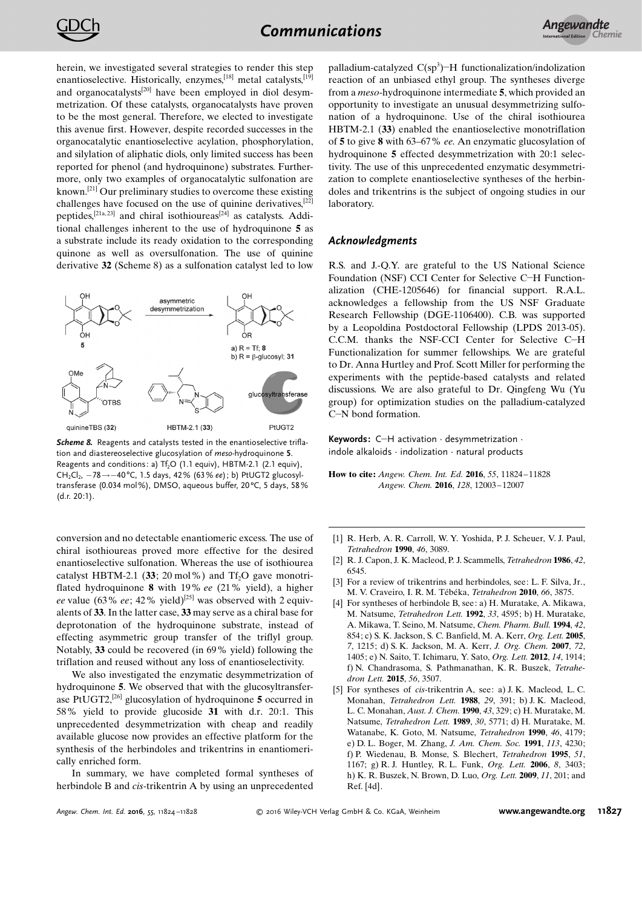herein, we investigated several strategies to render this step enantioselective. Historically, enzymes,[18] metal catalysts,[19] and organocatalysts[20] have been employed in diol desymmetrization. Of these catalysts, organocatalysts have proven to be the most general. Therefore, we elected to investigate this avenue first. However, despite recorded successes in the organocatalytic enantioselective acylation, phosphorylation, and silylation of aliphatic diols, only limited success has been reported for phenol (and hydroquinone) substrates. Furthermore, only two examples of organocatalytic sulfonation are known.[21] Our preliminary studies to overcome these existing challenges have focused on the use of quinine derivatives,[22] peptides,[21a,23] and chiral isothioureas[24] as catalysts. Additional challenges inherent to the use of hydroquinone **5** as a substrate include its ready oxidation to the corresponding quinone as well as oversulfonation. The use of quinine derivative **32** (Scheme 8) as a sulfonation catalyst led to low conversion and no detectable enantiomeric excess. The use of chiral isothioureas proved more effective for the desired enantioselective sulfonation. Whereas the use of isothiourea catalyst HBTM-2.1 (**33**; 20 mol%) and $Tf_2O$ gave monotriflated hydroquinone **8** with 19% *ee* (21% yield), a higher *ee* value (63% *ee*; 42% yield)[25] was observed with 2 equivalents of **33**. In the latter case, **33** may serve as a chiral base for deprotonation of the hydroquinone substrate, instead of effecting asymmetric group transfer of the triflyl group. Notably, **33** could be recovered (in 69% yield) following the triflation and reused without any loss of enantioselectivity.

***Scheme 8.*** Reagents and catalysts tested in the enantioselective triflation and diastereoselective glucosylation of *meso*-hydroquinone **5**. Reagents and conditions: a) $Tf_2O$ (1.1 equiv), HBTM-2.1 (2.1 equiv), $CH_2Cl_2$, $-78\rightarrow-40$°C, 1.5 days, 42% (63% *ee*); b) PtUGT2 glucosyltransferase (0.034 mol%), DMSO, aqueous buffer, 20°C, 5 days, 58% (d.r. 20:1).

We also investigated the enzymatic desymmetrization of hydroquinone **5**. We observed that with the glucosyltransferase PtUGT2,[26] glucosylation of hydroquinone **5** occurred in 58% yield to provide glucoside **31** with d.r. 20:1. This unprecedented desymmetrization with cheap and readily available glucose now provides an effective platform for the synthesis of the herbindoles and trikentrins in enantiomerically enriched form.

In summary, we have completed formal syntheses of herbindole B and *cis*-trikentrin A by using an unprecedented palladium-catalyzed $C(sp^3)$–H functionalization/indolization reaction of an unbiased ethyl group. The syntheses diverge from a *meso*-hydroquinone intermediate **5**, which provided an opportunity to investigate an unusual desymmetrizing sulfonation of a hydroquinone. Use of the chiral isothiourea HBTM-2.1 (**33**) enabled the enantioselective monotriflation of **5** to give **8** with 63–67% *ee*. An enzymatic glucosylation of hydroquinone **5** effected desymmetrization with 20:1 selectivity. The use of this unprecedented enzymatic desymmetrization to complete enantioselective syntheses of the herbindoles and trikentrins is the subject of ongoing studies in our laboratory.

## Acknowledgments

R.S. and J.-Q.Y. are grateful to the US National Science Foundation (NSF) CCI Center for Selective C–H Functionalization (CHE-1205646) for financial support. R.A.L. acknowledges a fellowship from the US NSF Graduate Research Fellowship (DGE-1106400). C.B. was supported by a Leopoldina Postdoctoral Fellowship (LPDS 2013-05). C.C.M. thanks the NSF-CCI Center for Selective C–H Functionalization for summer fellowships. We are grateful to Dr. Anna Hurtley and Prof. Scott Miller for performing the experiments with the peptide-based catalysts and related discussions. We are also grateful to Dr. Qingfeng Wu (Yu group) for optimization studies on the palladium-catalyzed C–N bond formation.

**Keywords:** C–H activation · desymmetrization · indole alkaloids · indolization · natural products

**How to cite:** *Angew. Chem. Int. Ed.* **2016**, *55*, 11824–11828
*Angew. Chem.* **2016**, *128*, 12003–12007

[1] R. Herb, A. R. Carroll, W. Y. Yoshida, P. J. Scheuer, V. J. Paul, *Tetrahedron* **1990**, *46*, 3089.
[2] R. J. Capon, J. K. Macleod, P. J. Scammells, *Tetrahedron* **1986**, *42*, 6545.
[3] For a review of trikentrins and herbindoles, see: L. F. Silva, Jr., M. V. Craveiro, I. R. M. Tébéka, *Tetrahedron* **2010**, *66*, 3875.
[4] For syntheses of herbindole B, see: a) H. Muratake, A. Mikawa, M. Natsume, *Tetrahedron Lett.* **1992**, *33*, 4595; b) H. Muratake, A. Mikawa, T. Seino, M. Natsume, *Chem. Pharm. Bull.* **1994**, *42*, 854; c) S. K. Jackson, S. C. Banfield, M. A. Kerr, *Org. Lett.* **2005**, *7*, 1215; d) S. K. Jackson, M. A. Kerr, *J. Org. Chem.* **2007**, *72*, 1405; e) N. Saito, T. Ichimaru, Y. Sato, *Org. Lett.* **2012**, *14*, 1914; f) N. Chandrasoma, S. Pathmanathan, K. R. Buszek, *Tetrahedron Lett.* **2015**, *56*, 3507.
[5] For syntheses of *cis*-trikentrin A, see: a) J. K. Macleod, L. C. Monahan, *Tetrahedron Lett.* **1988**, *29*, 391; b) J. K. Macleod, L. C. Monahan, *Aust. J. Chem.* **1990**, *43*, 329; c) H. Muratake, M. Natsume, *Tetrahedron Lett.* **1989**, *30*, 5771; d) H. Muratake, M. Watanabe, K. Goto, M. Natsume, *Tetrahedron* **1990**, *46*, 4179; e) D. L. Boger, M. Zhang, *J. Am. Chem. Soc.* **1991**, *113*, 4230; f) P. Wiedenau, B. Monse, S. Blechert, *Tetrahedron* **1995**, *51*, 1167; g) R. J. Huntley, R. L. Funk, *Org. Lett.* **2006**, *8*, 3403; h) K. R. Buszek, N. Brown, D. Luo, *Org. Lett.* **2009**, *11*, 201; and Ref. [4d].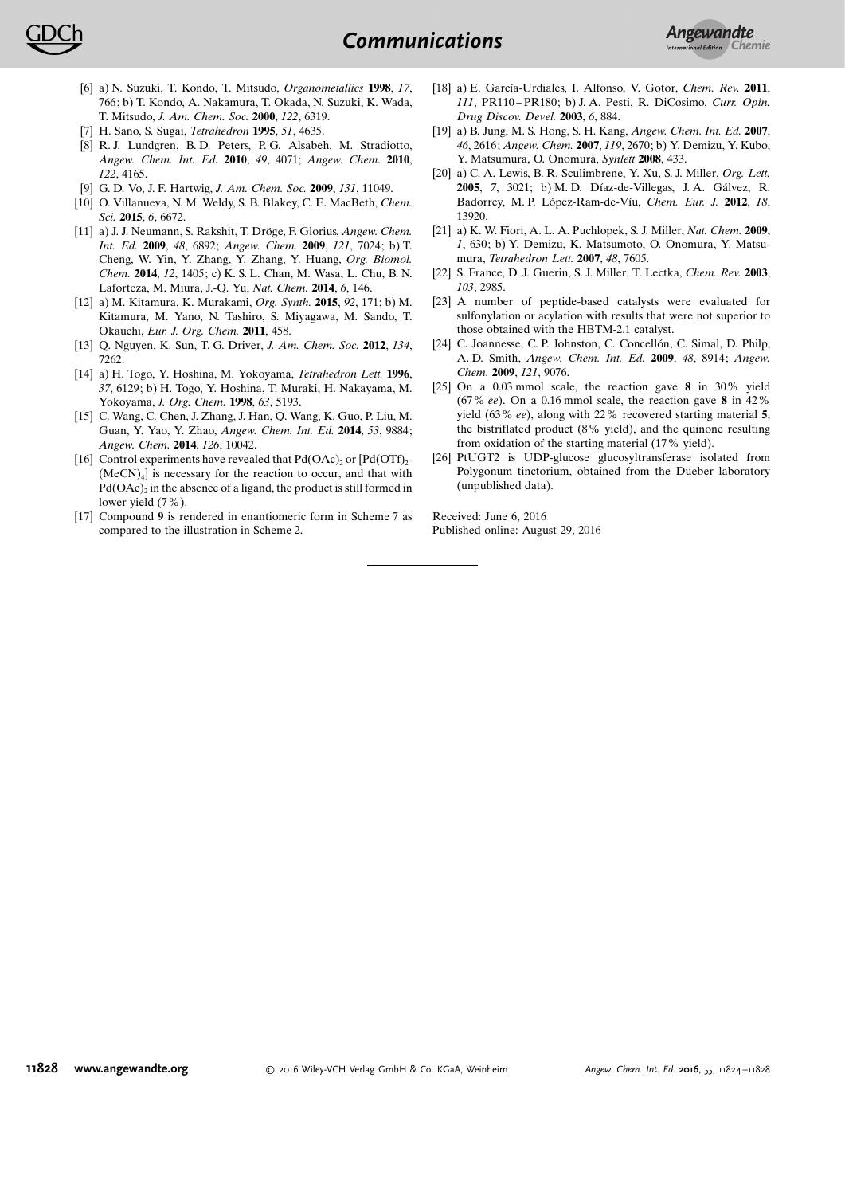[6] a) N. Suzuki, T. Kondo, T. Mitsudo, *Organometallics* **1998**, *17*, 766; b) T. Kondo, A. Nakamura, T. Okada, N. Suzuki, K. Wada, T. Mitsudo, *J. Am. Chem. Soc.* **2000**, *122*, 6319.

[7] H. Sano, S. Sugai, *Tetrahedron* **1995**, *51*, 4635.

[8] R. J. Lundgren, B. D. Peters, P. G. Alsabeh, M. Stradiotto, *Angew. Chem. Int. Ed.* **2010**, *49*, 4071; *Angew. Chem.* **2010**, *122*, 4165.

[9] G. D. Vo, J. F. Hartwig, *J. Am. Chem. Soc.* **2009**, *131*, 11049.

[10] O. Villanueva, N. M. Weldy, S. B. Blakey, C. E. MacBeth, *Chem. Sci.* **2015**, *6*, 6672.

[11] a) J. J. Neumann, S. Rakshit, T. Dröge, F. Glorius, *Angew. Chem. Int. Ed.* **2009**, *48*, 6892; *Angew. Chem.* **2009**, *121*, 7024; b) T. Cheng, W. Yin, Y. Zhang, Y. Zhang, Y. Huang, *Org. Biomol. Chem.* **2014**, *12*, 1405; c) K. S. L. Chan, M. Wasa, L. Chu, B. N. Laforteza, M. Miura, J.-Q. Yu, *Nat. Chem.* **2014**, *6*, 146.

[12] a) M. Kitamura, K. Murakami, *Org. Synth.* **2015**, *92*, 171; b) M. Kitamura, M. Yano, N. Tashiro, S. Miyagawa, M. Sando, T. Okauchi, *Eur. J. Org. Chem.* **2011**, 458.

[13] Q. Nguyen, K. Sun, T. G. Driver, *J. Am. Chem. Soc.* **2012**, *134*, 7262.

[14] a) H. Togo, Y. Hoshina, M. Yokoyama, *Tetrahedron Lett.* **1996**, *37*, 6129; b) H. Togo, Y. Hoshina, T. Muraki, H. Nakayama, M. Yokoyama, *J. Org. Chem.* **1998**, *63*, 5193.

[15] C. Wang, C. Chen, J. Zhang, J. Han, Q. Wang, K. Guo, P. Liu, M. Guan, Y. Yao, Y. Zhao, *Angew. Chem. Int. Ed.* **2014**, *53*, 9884; *Angew. Chem.* **2014**, *126*, 10042.

[16] Control experiments have revealed that $Pd(OAc)_2$ or $[Pd(OTf)_2(MeCN)_4]$ is necessary for the reaction to occur, and that with $Pd(OAc)_2$ in the absence of a ligand, the product is still formed in lower yield (7%).

[17] Compound **9** is rendered in enantiomeric form in Scheme 7 as compared to the illustration in Scheme 2.

[18] a) E. García-Urdiales, I. Alfonso, V. Gotor, *Chem. Rev.* **2011**, *111*, PR110–PR180; b) J. A. Pesti, R. DiCosimo, *Curr. Opin. Drug Discov. Devel.* **2003**, *6*, 884.

[19] a) B. Jung, M. S. Hong, S. H. Kang, *Angew. Chem. Int. Ed.* **2007**, *46*, 2616; *Angew. Chem.* **2007**, *119*, 2670; b) Y. Demizu, Y. Kubo, Y. Matsumura, O. Onomura, *Synlett* **2008**, 433.

[20] a) C. A. Lewis, B. R. Sculimbrene, Y. Xu, S. J. Miller, *Org. Lett.* **2005**, *7*, 3021; b) M. D. Díaz-de-Villegas, J. A. Gálvez, R. Badorrey, M. P. López-Ram-de-Víu, *Chem. Eur. J.* **2012**, *18*, 13920.

[21] a) K. W. Fiori, A. L. A. Puchlopek, S. J. Miller, *Nat. Chem.* **2009**, *1*, 630; b) Y. Demizu, K. Matsumoto, O. Onomura, Y. Matsumura, *Tetrahedron Lett.* **2007**, *48*, 7605.

[22] S. France, D. J. Guerin, S. J. Miller, T. Lectka, *Chem. Rev.* **2003**, *103*, 2985.

[23] A number of peptide-based catalysts were evaluated for sulfonylation or acylation with results that were not superior to those obtained with the HBTM-2.1 catalyst.

[24] C. Joannesse, C. P. Johnston, C. Concellón, C. Simal, D. Philp, A. D. Smith, *Angew. Chem. Int. Ed.* **2009**, *48*, 8914; *Angew. Chem.* **2009**, *121*, 9076.

[25] On a 0.03 mmol scale, the reaction gave **8** in 30% yield (67% *ee*). On a 0.16 mmol scale, the reaction gave **8** in 42% yield (63% *ee*), along with 22% recovered starting material **5**, the bistriflated product (8% yield), and the quinone resulting from oxidation of the starting material (17% yield).

[26] PtUGT2 is UDP-glucose glucosyltransferase isolated from Polygonum tinctorium, obtained from the Dueber laboratory (unpublished data).

Received: June 6, 2016
Published online: August 29, 2016